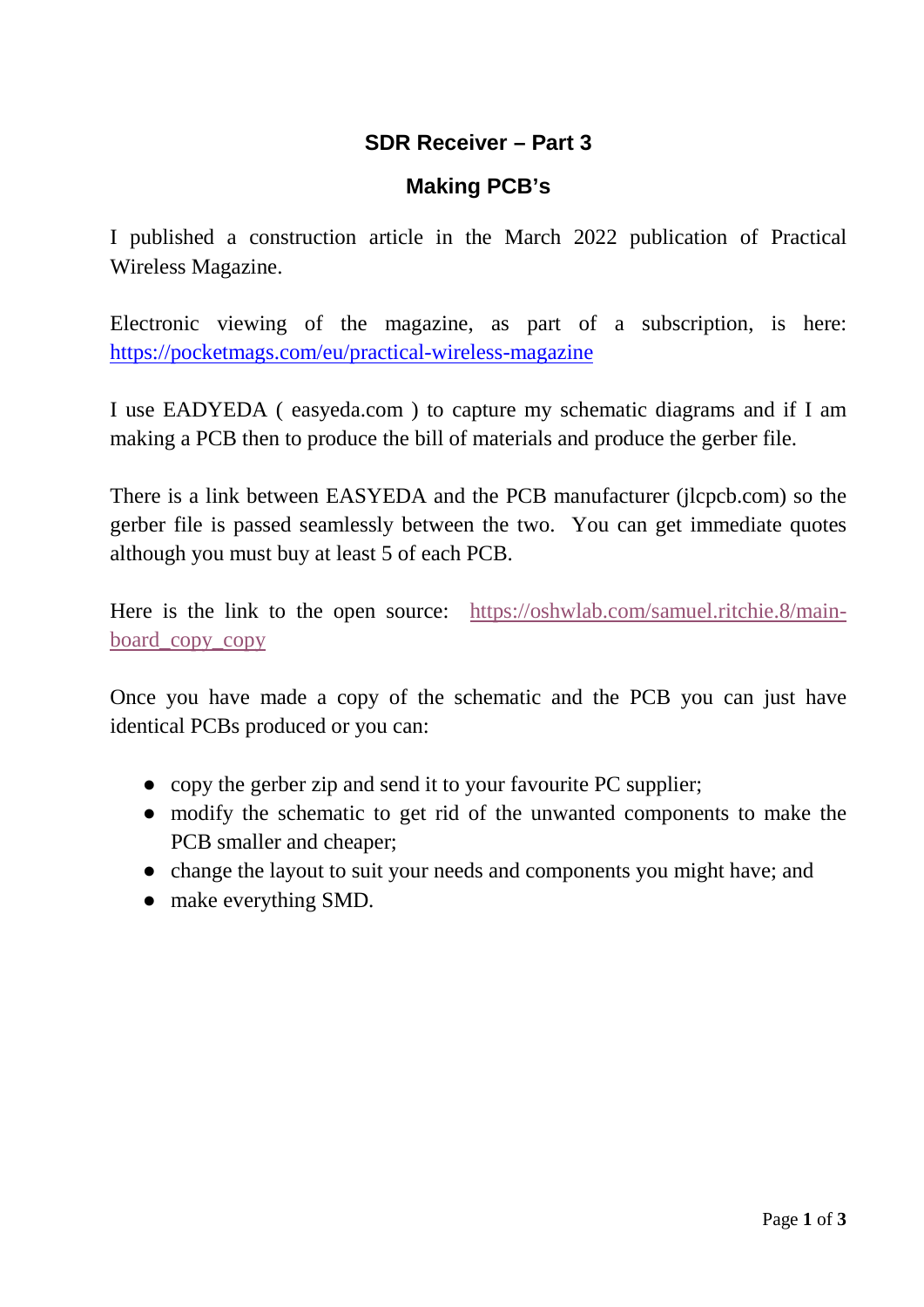# SDR Receiver – Part 3

## Making PCB's

I published a construction article in the March 2022 publication of Practical Wireless Magazine.

Electronic viewing of the magazine, as part of a subscription, is here: https://pocketmags.com/eu/practical-wireless-magazine

I use EADYEDA ( easyeda.com ) to capture my schematic diagrams and if I am making a PCB then to produce the bill of materials and produce the gerber file.

There is a link between EASYEDA and the PCB manufacturer (jlcpcb.com) so the gerber file is passed seamlessly between the two. You can get immediate quotes although you must buy at least 5 of each PCB.

Here is the link to the open source: https://oshwlab.com/samuel.ritchie.8/main-board_copy_copy

Once you have made a copy of the schematic and the PCB you can just have identical PCBs produced or you can:

- copy the gerber zip and send it to your favourite PC supplier;
- modify the schematic to get rid of the unwanted components to make the PCB smaller and cheaper;
- change the layout to suit your needs and components you might have; and
- make everything SMD.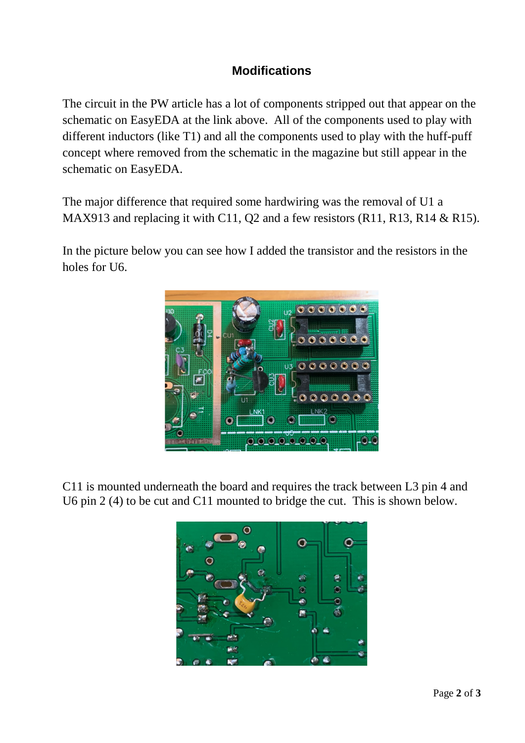## Modifications

The circuit in the PW article has a lot of components stripped out that appear on the schematic on EasyEDA at the link above. All of the components used to play with different inductors (like T1) and all the components used to play with the huff-puff concept where removed from the schematic in the magazine but still appear in the schematic on EasyEDA.

The major difference that required some hardwiring was the removal of U1 a MAX913 and replacing it with C11, Q2 and a few resistors (R11, R13, R14 & R15).

In the picture below you can see how I added the transistor and the resistors in the holes for U6.

C11 is mounted underneath the board and requires the track between L3 pin 4 and U6 pin 2 (4) to be cut and C11 mounted to bridge the cut. This is shown below.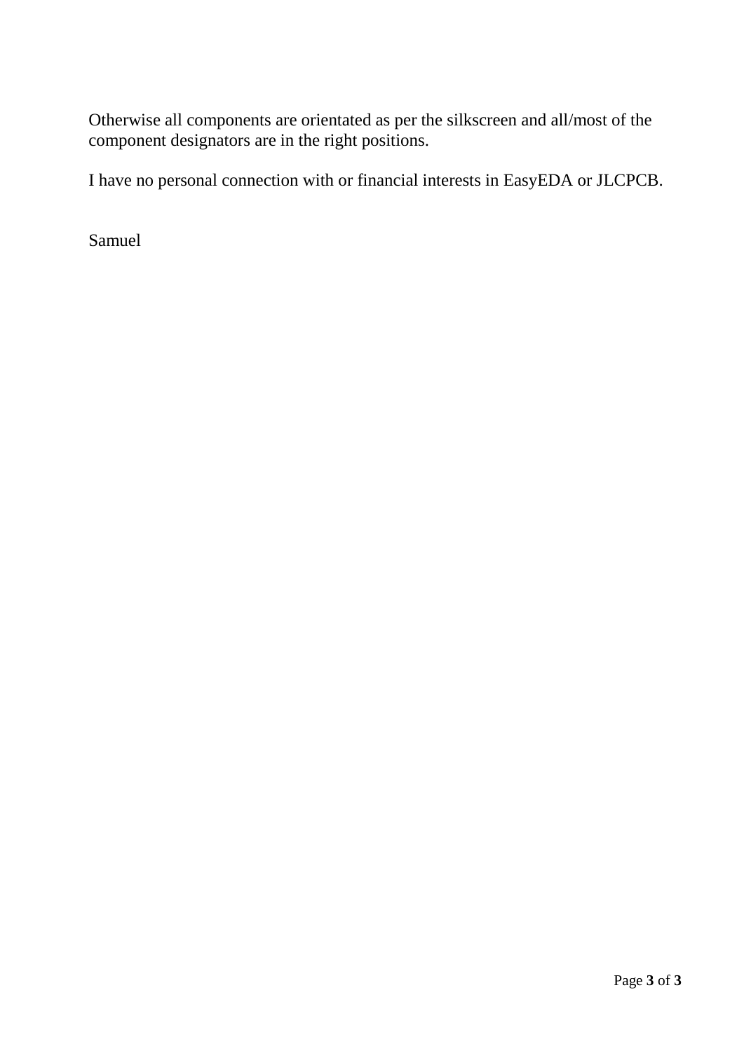Otherwise all components are orientated as per the silkscreen and all/most of the component designators are in the right positions.

I have no personal connection with or financial interests in EasyEDA or JLCPCB.

Samuel